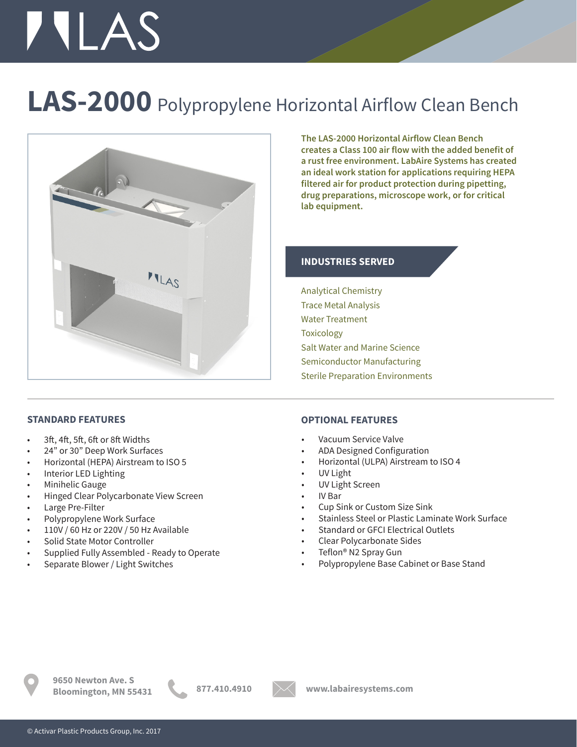# LAS-2000 Polypropylene Horizontal Airflow Clean Bench

**The LAS-2000 Horizontal Airflow Clean Bench creates a Class 100 air flow with the added benefit of a rust free environment. LabAire Systems has created an ideal work station for applications requiring HEPA filtered air for product protection during pipetting, drug preparations, microscope work, or for critical lab equipment.**

## INDUSTRIES SERVED

Analytical Chemistry
Trace Metal Analysis
Water Treatment
Toxicology
Salt Water and Marine Science
Semiconductor Manufacturing
Sterile Preparation Environments

## STANDARD FEATURES

- 3ft, 4ft, 5ft, 6ft or 8ft Widths
- 24" or 30" Deep Work Surfaces
- Horizontal (HEPA) Airstream to ISO 5
- Interior LED Lighting
- Minihelic Gauge
- Hinged Clear Polycarbonate View Screen
- Large Pre-Filter
- Polypropylene Work Surface
- 110V / 60 Hz or 220V / 50 Hz Available
- Solid State Motor Controller
- Supplied Fully Assembled - Ready to Operate
- Separate Blower / Light Switches

## OPTIONAL FEATURES

- Vacuum Service Valve
- ADA Designed Configuration
- Horizontal (ULPA) Airstream to ISO 4
- UV Light
- UV Light Screen
- IV Bar
- Cup Sink or Custom Size Sink
- Stainless Steel or Plastic Laminate Work Surface
- Standard or GFCI Electrical Outlets
- Clear Polycarbonate Sides
- Teflon® N2 Spray Gun
- Polypropylene Base Cabinet or Base Stand

**9650 Newton Ave. S**
**Bloomington, MN 55431**

**877.410.4910**

**www.labairesystems.com**

© Activar Plastic Products Group, Inc. 2017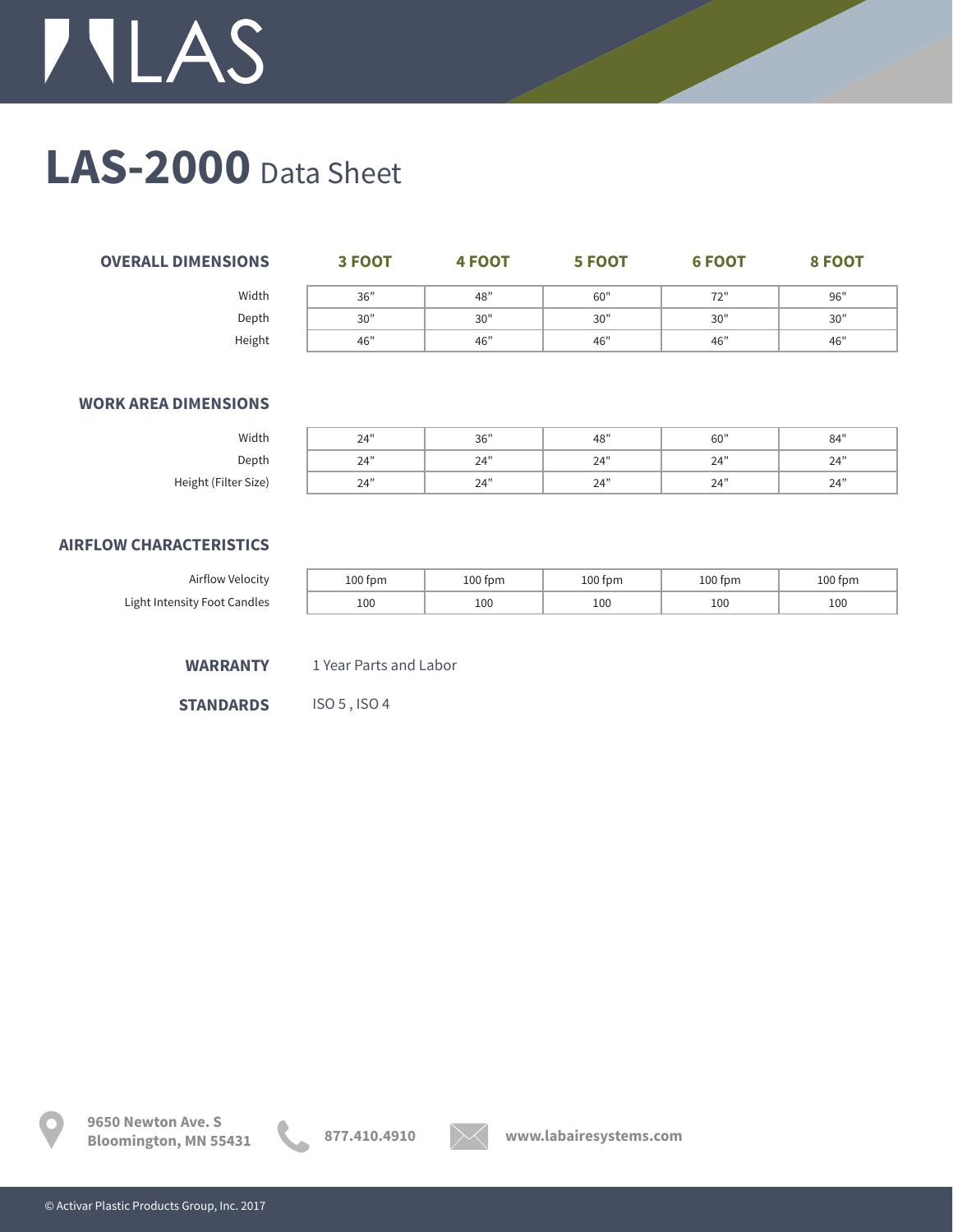LAS

# LAS-2000 Data Sheet

| OVERALL DIMENSIONS | 3 FOOT | 4 FOOT | 5 FOOT | 6 FOOT | 8 FOOT |
|---|---|---|---|---|---|
| Width | 36" | 48" | 60" | 72" | 96" |
| Depth | 30" | 30" | 30" | 30" | 30" |
| Height | 46" | 46" | 46" | 46" | 46" |
| **WORK AREA DIMENSIONS** | | | | | |
| Width | 24" | 36" | 48" | 60" | 84" |
| Depth | 24" | 24" | 24" | 24" | 24" |
| Height (Filter Size) | 24" | 24" | 24" | 24" | 24" |
| **AIRFLOW CHARACTERISTICS** | | | | | |
| Airflow Velocity | 100 fpm | 100 fpm | 100 fpm | 100 fpm | 100 fpm |
| Light Intensity Foot Candles | 100 | 100 | 100 | 100 | 100 |

**WARRANTY** 1 Year Parts and Labor

**STANDARDS** ISO 5 , ISO 4

**9650 Newton Ave. S**
**Bloomington, MN 55431**

**877.410.4910**

**www.labairesystems.com**

© Activar Plastic Products Group, Inc. 2017